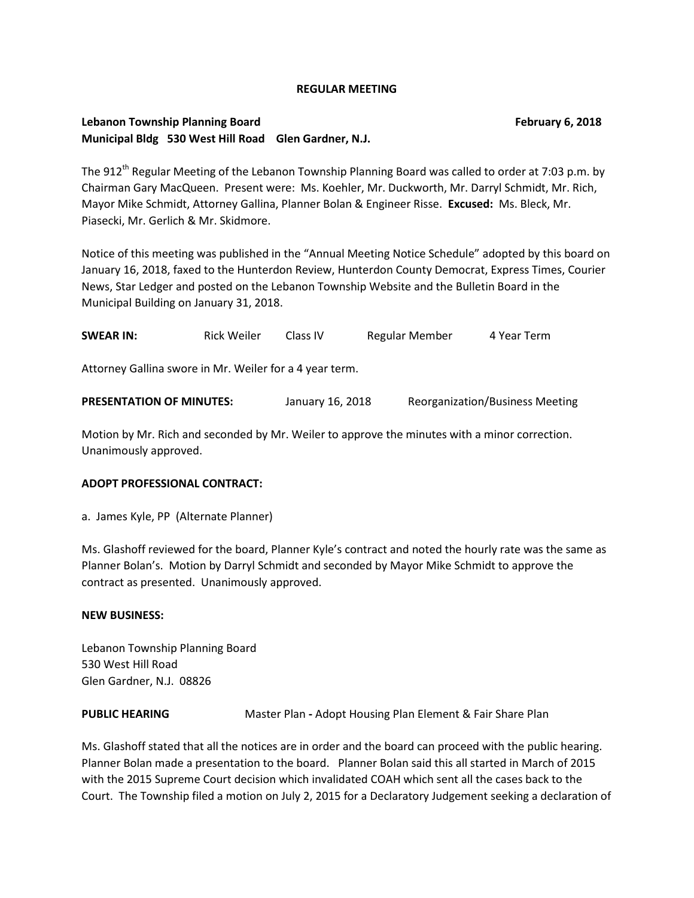**REGULAR MEETING**

**Lebanon Township Planning Board** **February 6, 2018**
**Municipal Bldg 530 West Hill Road Glen Gardner, N.J.**

The 912th Regular Meeting of the Lebanon Township Planning Board was called to order at 7:03 p.m. by Chairman Gary MacQueen. Present were: Ms. Koehler, Mr. Duckworth, Mr. Darryl Schmidt, Mr. Rich, Mayor Mike Schmidt, Attorney Gallina, Planner Bolan & Engineer Risse. **Excused:** Ms. Bleck, Mr. Piasecki, Mr. Gerlich & Mr. Skidmore.

Notice of this meeting was published in the "Annual Meeting Notice Schedule" adopted by this board on January 16, 2018, faxed to the Hunterdon Review, Hunterdon County Democrat, Express Times, Courier News, Star Ledger and posted on the Lebanon Township Website and the Bulletin Board in the Municipal Building on January 31, 2018.

**SWEAR IN:** Rick Weiler Class IV Regular Member 4 Year Term

Attorney Gallina swore in Mr. Weiler for a 4 year term.

**PRESENTATION OF MINUTES:** January 16, 2018 Reorganization/Business Meeting

Motion by Mr. Rich and seconded by Mr. Weiler to approve the minutes with a minor correction. Unanimously approved.

**ADOPT PROFESSIONAL CONTRACT:**

a. James Kyle, PP (Alternate Planner)

Ms. Glashoff reviewed for the board, Planner Kyle's contract and noted the hourly rate was the same as Planner Bolan's. Motion by Darryl Schmidt and seconded by Mayor Mike Schmidt to approve the contract as presented. Unanimously approved.

**NEW BUSINESS:**

Lebanon Township Planning Board
530 West Hill Road
Glen Gardner, N.J. 08826

**PUBLIC HEARING** Master Plan **-** Adopt Housing Plan Element & Fair Share Plan

Ms. Glashoff stated that all the notices are in order and the board can proceed with the public hearing. Planner Bolan made a presentation to the board. Planner Bolan said this all started in March of 2015 with the 2015 Supreme Court decision which invalidated COAH which sent all the cases back to the Court. The Township filed a motion on July 2, 2015 for a Declaratory Judgement seeking a declaration of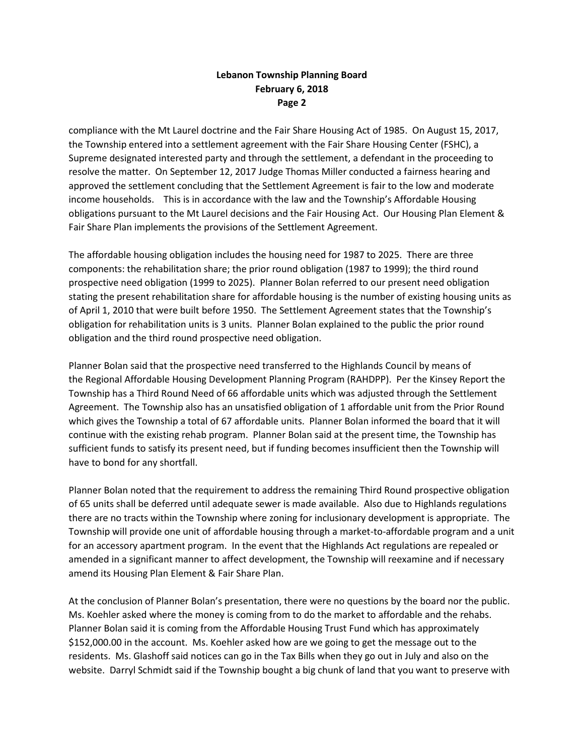compliance with the Mt Laurel doctrine and the Fair Share Housing Act of 1985. On August 15, 2017, the Township entered into a settlement agreement with the Fair Share Housing Center (FSHC), a Supreme designated interested party and through the settlement, a defendant in the proceeding to resolve the matter. On September 12, 2017 Judge Thomas Miller conducted a fairness hearing and approved the settlement concluding that the Settlement Agreement is fair to the low and moderate income households. This is in accordance with the law and the Township's Affordable Housing obligations pursuant to the Mt Laurel decisions and the Fair Housing Act. Our Housing Plan Element & Fair Share Plan implements the provisions of the Settlement Agreement.

The affordable housing obligation includes the housing need for 1987 to 2025. There are three components: the rehabilitation share; the prior round obligation (1987 to 1999); the third round prospective need obligation (1999 to 2025). Planner Bolan referred to our present need obligation stating the present rehabilitation share for affordable housing is the number of existing housing units as of April 1, 2010 that were built before 1950. The Settlement Agreement states that the Township's obligation for rehabilitation units is 3 units. Planner Bolan explained to the public the prior round obligation and the third round prospective need obligation.

Planner Bolan said that the prospective need transferred to the Highlands Council by means of the Regional Affordable Housing Development Planning Program (RAHDPP). Per the Kinsey Report the Township has a Third Round Need of 66 affordable units which was adjusted through the Settlement Agreement. The Township also has an unsatisfied obligation of 1 affordable unit from the Prior Round which gives the Township a total of 67 affordable units. Planner Bolan informed the board that it will continue with the existing rehab program. Planner Bolan said at the present time, the Township has sufficient funds to satisfy its present need, but if funding becomes insufficient then the Township will have to bond for any shortfall.

Planner Bolan noted that the requirement to address the remaining Third Round prospective obligation of 65 units shall be deferred until adequate sewer is made available. Also due to Highlands regulations there are no tracts within the Township where zoning for inclusionary development is appropriate. The Township will provide one unit of affordable housing through a market-to-affordable program and a unit for an accessory apartment program. In the event that the Highlands Act regulations are repealed or amended in a significant manner to affect development, the Township will reexamine and if necessary amend its Housing Plan Element & Fair Share Plan.

At the conclusion of Planner Bolan's presentation, there were no questions by the board nor the public. Ms. Koehler asked where the money is coming from to do the market to affordable and the rehabs. Planner Bolan said it is coming from the Affordable Housing Trust Fund which has approximately $152,000.00 in the account. Ms. Koehler asked how are we going to get the message out to the residents. Ms. Glashoff said notices can go in the Tax Bills when they go out in July and also on the website. Darryl Schmidt said if the Township bought a big chunk of land that you want to preserve with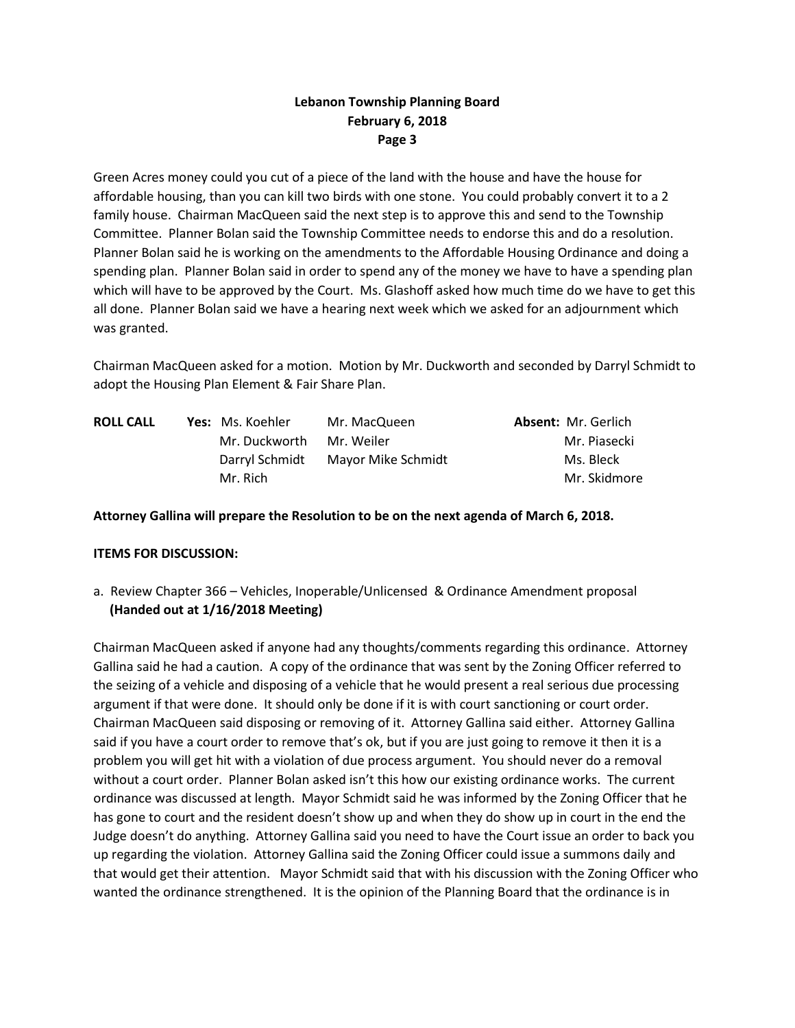Green Acres money could you cut of a piece of the land with the house and have the house for affordable housing, than you can kill two birds with one stone. You could probably convert it to a 2 family house. Chairman MacQueen said the next step is to approve this and send to the Township Committee. Planner Bolan said the Township Committee needs to endorse this and do a resolution. Planner Bolan said he is working on the amendments to the Affordable Housing Ordinance and doing a spending plan. Planner Bolan said in order to spend any of the money we have to have a spending plan which will have to be approved by the Court. Ms. Glashoff asked how much time do we have to get this all done. Planner Bolan said we have a hearing next week which we asked for an adjournment which was granted.

Chairman MacQueen asked for a motion. Motion by Mr. Duckworth and seconded by Darryl Schmidt to adopt the Housing Plan Element & Fair Share Plan.

| **ROLL CALL** | **Yes:** Ms. Koehler | Mr. MacQueen | **Absent:** Mr. Gerlich |
|---|---|---|---|
| | Mr. Duckworth | Mr. Weiler | Mr. Piasecki |
| | Darryl Schmidt | Mayor Mike Schmidt | Ms. Bleck |
| | Mr. Rich | | Mr. Skidmore |

**Attorney Gallina will prepare the Resolution to be on the next agenda of March 6, 2018.**

**ITEMS FOR DISCUSSION:**

a. Review Chapter 366 – Vehicles, Inoperable/Unlicensed & Ordinance Amendment proposal **(Handed out at 1/16/2018 Meeting)**

Chairman MacQueen asked if anyone had any thoughts/comments regarding this ordinance. Attorney Gallina said he had a caution. A copy of the ordinance that was sent by the Zoning Officer referred to the seizing of a vehicle and disposing of a vehicle that he would present a real serious due processing argument if that were done. It should only be done if it is with court sanctioning or court order. Chairman MacQueen said disposing or removing of it. Attorney Gallina said either. Attorney Gallina said if you have a court order to remove that's ok, but if you are just going to remove it then it is a problem you will get hit with a violation of due process argument. You should never do a removal without a court order. Planner Bolan asked isn't this how our existing ordinance works. The current ordinance was discussed at length. Mayor Schmidt said he was informed by the Zoning Officer that he has gone to court and the resident doesn't show up and when they do show up in court in the end the Judge doesn't do anything. Attorney Gallina said you need to have the Court issue an order to back you up regarding the violation. Attorney Gallina said the Zoning Officer could issue a summons daily and that would get their attention. Mayor Schmidt said that with his discussion with the Zoning Officer who wanted the ordinance strengthened. It is the opinion of the Planning Board that the ordinance is in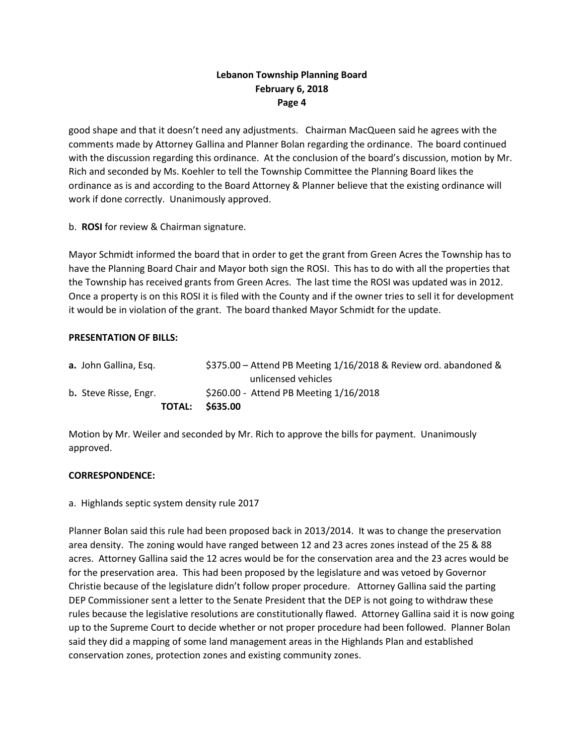good shape and that it doesn't need any adjustments. Chairman MacQueen said he agrees with the comments made by Attorney Gallina and Planner Bolan regarding the ordinance. The board continued with the discussion regarding this ordinance. At the conclusion of the board's discussion, motion by Mr. Rich and seconded by Ms. Koehler to tell the Township Committee the Planning Board likes the ordinance as is and according to the Board Attorney & Planner believe that the existing ordinance will work if done correctly. Unanimously approved.

b. **ROSI** for review & Chairman signature.

Mayor Schmidt informed the board that in order to get the grant from Green Acres the Township has to have the Planning Board Chair and Mayor both sign the ROSI. This has to do with all the properties that the Township has received grants from Green Acres. The last time the ROSI was updated was in 2012. Once a property is on this ROSI it is filed with the County and if the owner tries to sell it for development it would be in violation of the grant. The board thanked Mayor Schmidt for the update.

**PRESENTATION OF BILLS:**

| | |
|---|---|
| **a.** John Gallina, Esq. | $375.00 – Attend PB Meeting 1/16/2018 & Review ord. abandoned & unlicensed vehicles |
| b**.** Steve Risse, Engr. | $260.00 - Attend PB Meeting 1/16/2018 |
| **TOTAL:** | **$635.00** |

Motion by Mr. Weiler and seconded by Mr. Rich to approve the bills for payment. Unanimously approved.

**CORRESPONDENCE:**

a. Highlands septic system density rule 2017

Planner Bolan said this rule had been proposed back in 2013/2014. It was to change the preservation area density. The zoning would have ranged between 12 and 23 acres zones instead of the 25 & 88 acres. Attorney Gallina said the 12 acres would be for the conservation area and the 23 acres would be for the preservation area. This had been proposed by the legislature and was vetoed by Governor Christie because of the legislature didn't follow proper procedure. Attorney Gallina said the parting DEP Commissioner sent a letter to the Senate President that the DEP is not going to withdraw these rules because the legislative resolutions are constitutionally flawed. Attorney Gallina said it is now going up to the Supreme Court to decide whether or not proper procedure had been followed. Planner Bolan said they did a mapping of some land management areas in the Highlands Plan and established conservation zones, protection zones and existing community zones.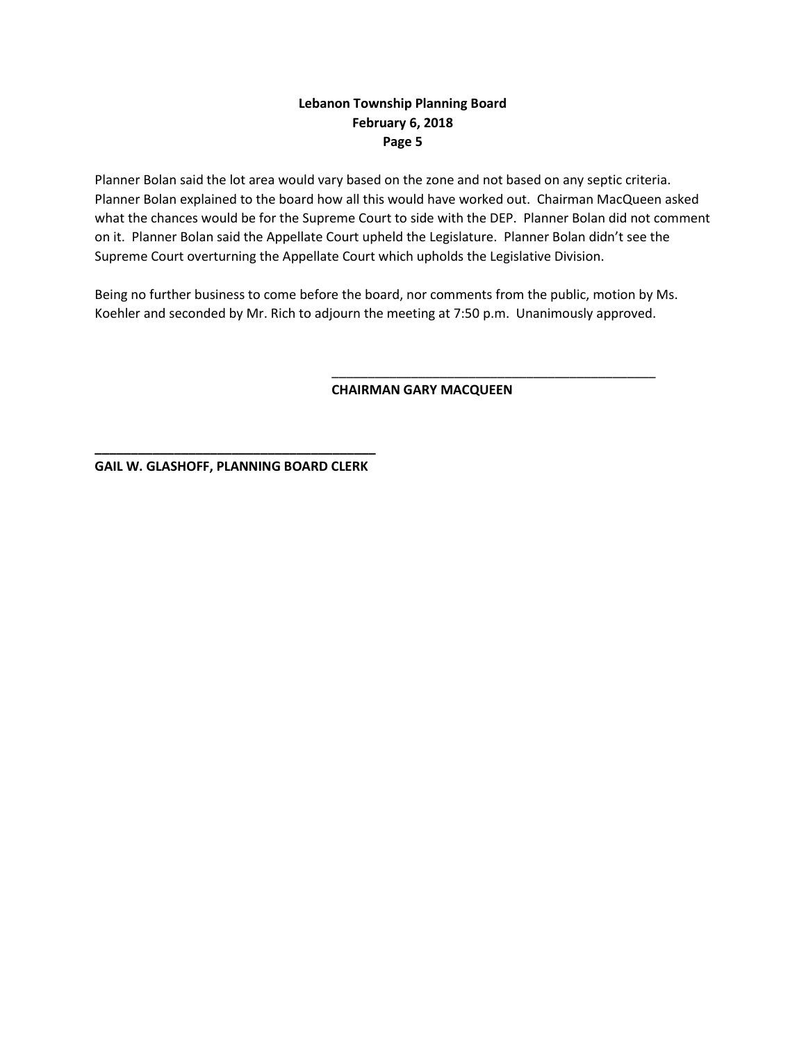Planner Bolan said the lot area would vary based on the zone and not based on any septic criteria. Planner Bolan explained to the board how all this would have worked out. Chairman MacQueen asked what the chances would be for the Supreme Court to side with the DEP. Planner Bolan did not comment on it. Planner Bolan said the Appellate Court upheld the Legislature. Planner Bolan didn't see the Supreme Court overturning the Appellate Court which upholds the Legislative Division.

Being no further business to come before the board, nor comments from the public, motion by Ms. Koehler and seconded by Mr. Rich to adjourn the meeting at 7:50 p.m. Unanimously approved.

\_\_\_\_\_\_\_\_\_\_\_\_\_\_\_\_\_\_\_\_\_\_\_\_\_\_\_\_\_\_\_\_\_\_\_\_\_\_\_\_\_\_\_\_

**CHAIRMAN GARY MACQUEEN**

\_\_\_\_\_\_\_\_\_\_\_\_\_\_\_\_\_\_\_\_\_\_\_\_\_\_\_\_\_\_\_\_\_\_\_\_\_\_\_\_\_\_\_\_

**GAIL W. GLASHOFF, PLANNING BOARD CLERK**